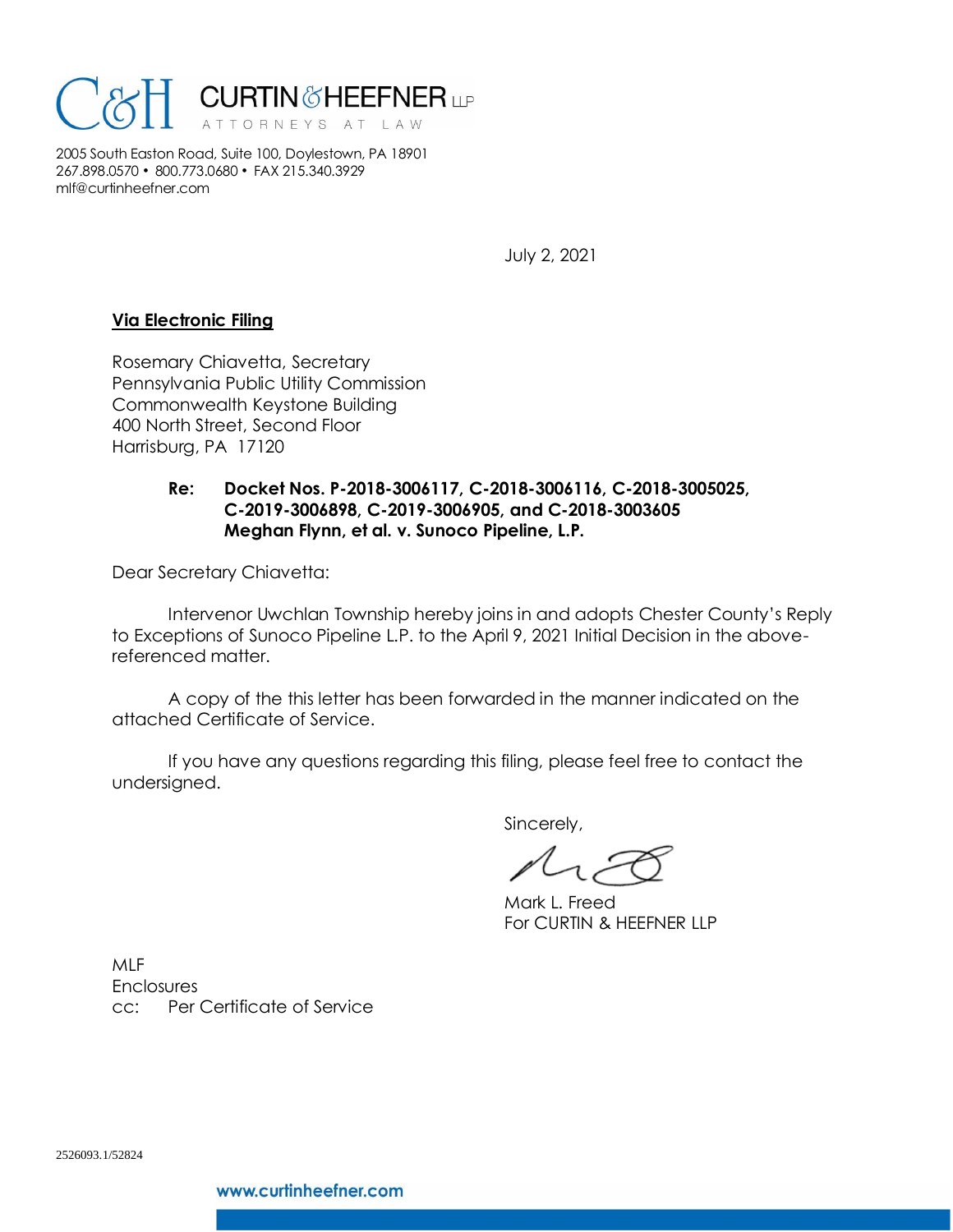# C&H CURTIN & HEEFNER LLP

ATTORNEYS AT LAW

2005 South Easton Road, Suite 100, Doylestown, PA 18901
267.898.0570 • 800.773.0680 • FAX 215.340.3929
mlf@curtinheefner.com

July 2, 2021

**Via Electronic Filing**

Rosemary Chiavetta, Secretary
Pennsylvania Public Utility Commission
Commonwealth Keystone Building
400 North Street, Second Floor
Harrisburg, PA 17120

**Re: Docket Nos. P-2018-3006117, C-2018-3006116, C-2018-3005025, C-2019-3006898, C-2019-3006905, and C-2018-3003605**
**Meghan Flynn, et al. v. Sunoco Pipeline, L.P.**

Dear Secretary Chiavetta:

Intervenor Uwchlan Township hereby joins in and adopts Chester County's Reply to Exceptions of Sunoco Pipeline L.P. to the April 9, 2021 Initial Decision in the above-referenced matter.

A copy of the this letter has been forwarded in the manner indicated on the attached Certificate of Service.

If you have any questions regarding this filing, please feel free to contact the undersigned.

Sincerely,

Mark L. Freed
For CURTIN & HEEFNER LLP

MLF
Enclosures
cc: Per Certificate of Service

2526093.1/52824

www.curtinheefner.com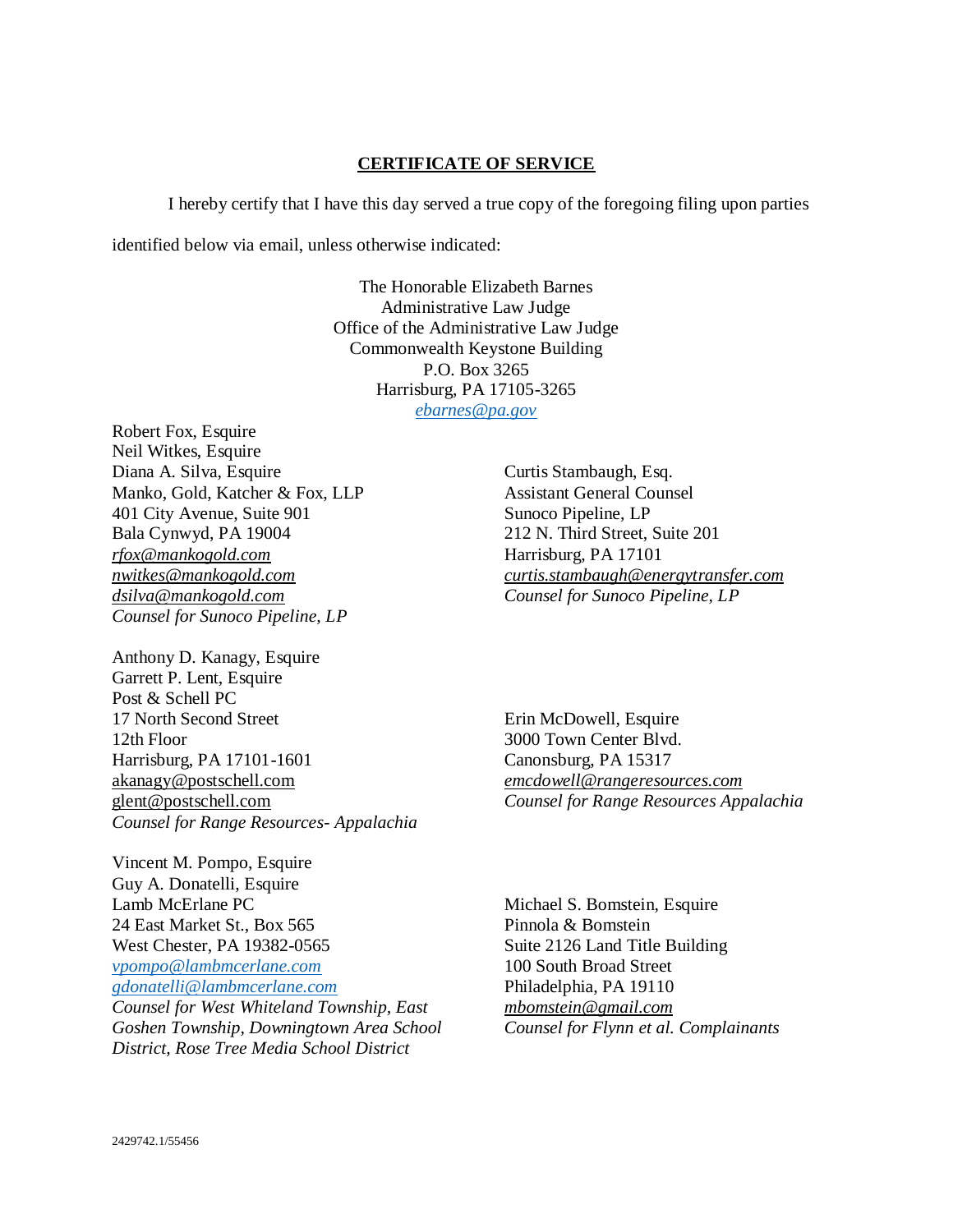**CERTIFICATE OF SERVICE**

I hereby certify that I have this day served a true copy of the foregoing filing upon parties identified below via email, unless otherwise indicated:

The Honorable Elizabeth Barnes
Administrative Law Judge
Office of the Administrative Law Judge
Commonwealth Keystone Building
P.O. Box 3265
Harrisburg, PA 17105-3265
*ebarnes@pa.gov*

Robert Fox, Esquire
Neil Witkes, Esquire
Diana A. Silva, Esquire
Manko, Gold, Katcher & Fox, LLP
401 City Avenue, Suite 901
Bala Cynwyd, PA 19004
*rfox@mankogold.com*
*nwitkes@mankogold.com*
*dsilva@mankogold.com*
*Counsel for Sunoco Pipeline, LP*

Curtis Stambaugh, Esq.
Assistant General Counsel
Sunoco Pipeline, LP
212 N. Third Street, Suite 201
Harrisburg, PA 17101
*curtis.stambaugh@energytransfer.com*
*Counsel for Sunoco Pipeline, LP*

Anthony D. Kanagy, Esquire
Garrett P. Lent, Esquire
Post & Schell PC
17 North Second Street
12th Floor
Harrisburg, PA 17101-1601
akanagy@postschell.com
glent@postschell.com
*Counsel for Range Resources- Appalachia*

Erin McDowell, Esquire
3000 Town Center Blvd.
Canonsburg, PA 15317
*emcdowell@rangeresources.com*
*Counsel for Range Resources Appalachia*

Vincent M. Pompo, Esquire
Guy A. Donatelli, Esquire
Lamb McErlane PC
24 East Market St., Box 565
West Chester, PA 19382-0565
*vpompo@lambmcerlane.com*
*gdonatelli@lambmcerlane.com*
*Counsel for West Whiteland Township, East Goshen Township, Downingtown Area School District, Rose Tree Media School District*

Michael S. Bomstein, Esquire
Pinnola & Bomstein
Suite 2126 Land Title Building
100 South Broad Street
Philadelphia, PA 19110
*mbomstein@gmail.com*
*Counsel for Flynn et al. Complainants*

2429742.1/55456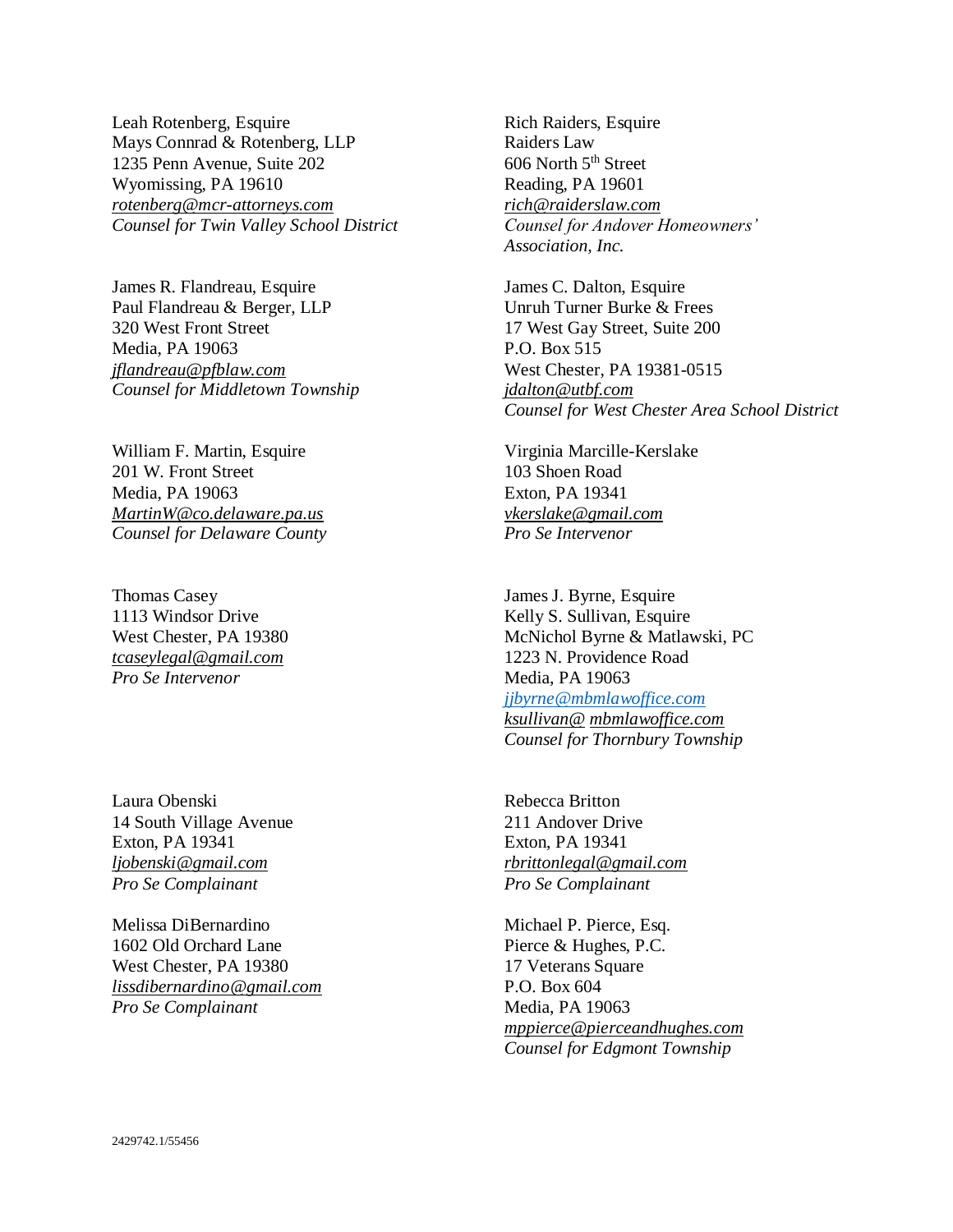Leah Rotenberg, Esquire
Mays Connrad & Rotenberg, LLP
1235 Penn Avenue, Suite 202
Wyomissing, PA 19610
rotenberg@mcr-attorneys.com
*Counsel for Twin Valley School District*

Rich Raiders, Esquire
Raiders Law
606 North 5th Street
Reading, PA 19601
rich@raiderslaw.com
*Counsel for Andover Homeowners' Association, Inc.*

James R. Flandreau, Esquire
Paul Flandreau & Berger, LLP
320 West Front Street
Media, PA 19063
jflandreau@pfblaw.com
*Counsel for Middletown Township*

James C. Dalton, Esquire
Unruh Turner Burke & Frees
17 West Gay Street, Suite 200
P.O. Box 515
West Chester, PA 19381-0515
jdalton@utbf.com
*Counsel for West Chester Area School District*

William F. Martin, Esquire
201 W. Front Street
Media, PA 19063
MartinW@co.delaware.pa.us
*Counsel for Delaware County*

Virginia Marcille-Kerslake
103 Shoen Road
Exton, PA 19341
vkerslake@gmail.com
*Pro Se Intervenor*

Thomas Casey
1113 Windsor Drive
West Chester, PA 19380
tcaseylegal@gmail.com
*Pro Se Intervenor*

James J. Byrne, Esquire
Kelly S. Sullivan, Esquire
McNichol Byrne & Matlawski, PC
1223 N. Providence Road
Media, PA 19063
jjbyrne@mbmlawoffice.com
ksullivan@ mbmlawoffice.com
*Counsel for Thornbury Township*

Laura Obenski
14 South Village Avenue
Exton, PA 19341
ljobenski@gmail.com
*Pro Se Complainant*

Rebecca Britton
211 Andover Drive
Exton, PA 19341
rbrittonlegal@gmail.com
*Pro Se Complainant*

Melissa DiBernardino
1602 Old Orchard Lane
West Chester, PA 19380
lissdibernardino@gmail.com
*Pro Se Complainant*

Michael P. Pierce, Esq.
Pierce & Hughes, P.C.
17 Veterans Square
P.O. Box 604
Media, PA 19063
mppierce@pierceandhughes.com
*Counsel for Edgmont Township*

2429742.1/55456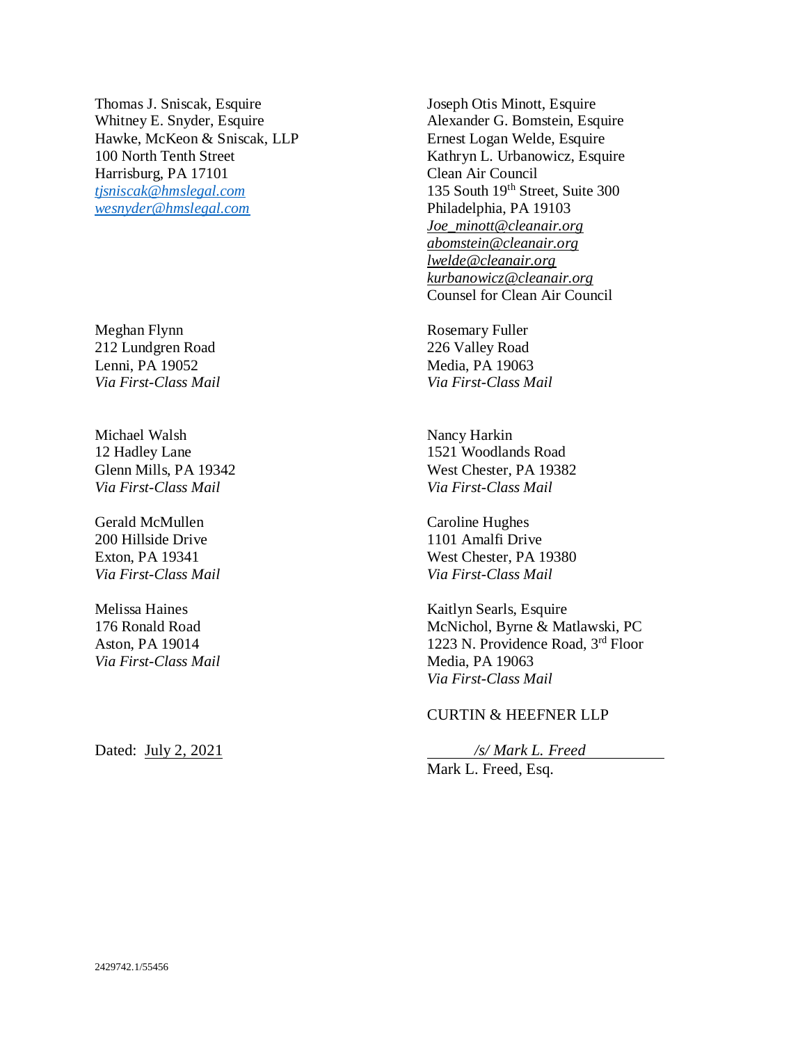Thomas J. Sniscak, Esquire
Whitney E. Snyder, Esquire
Hawke, McKeon & Sniscak, LLP
100 North Tenth Street
Harrisburg, PA 17101
tjsniscak@hmslegal.com
wesnyder@hmslegal.com

Joseph Otis Minott, Esquire
Alexander G. Bomstein, Esquire
Ernest Logan Welde, Esquire
Kathryn L. Urbanowicz, Esquire
Clean Air Council
135 South 19th Street, Suite 300
Philadelphia, PA 19103
Joe_minott@cleanair.org
abomstein@cleanair.org
lwelde@cleanair.org
kurbanowicz@cleanair.org
Counsel for Clean Air Council

Meghan Flynn
212 Lundgren Road
Lenni, PA 19052
*Via First-Class Mail*

Rosemary Fuller
226 Valley Road
Media, PA 19063
*Via First-Class Mail*

Michael Walsh
12 Hadley Lane
Glenn Mills, PA 19342
*Via First-Class Mail*

Nancy Harkin
1521 Woodlands Road
West Chester, PA 19382
*Via First-Class Mail*

Gerald McMullen
200 Hillside Drive
Exton, PA 19341
*Via First-Class Mail*

Caroline Hughes
1101 Amalfi Drive
West Chester, PA 19380
*Via First-Class Mail*

Melissa Haines
176 Ronald Road
Aston, PA 19014
*Via First-Class Mail*

Kaitlyn Searls, Esquire
McNichol, Byrne & Matlawski, PC
1223 N. Providence Road, 3rd Floor
Media, PA 19063
*Via First-Class Mail*

CURTIN & HEEFNER LLP

Dated: July 2, 2021

*/s/ Mark L. Freed*
Mark L. Freed, Esq.

2429742.1/55456